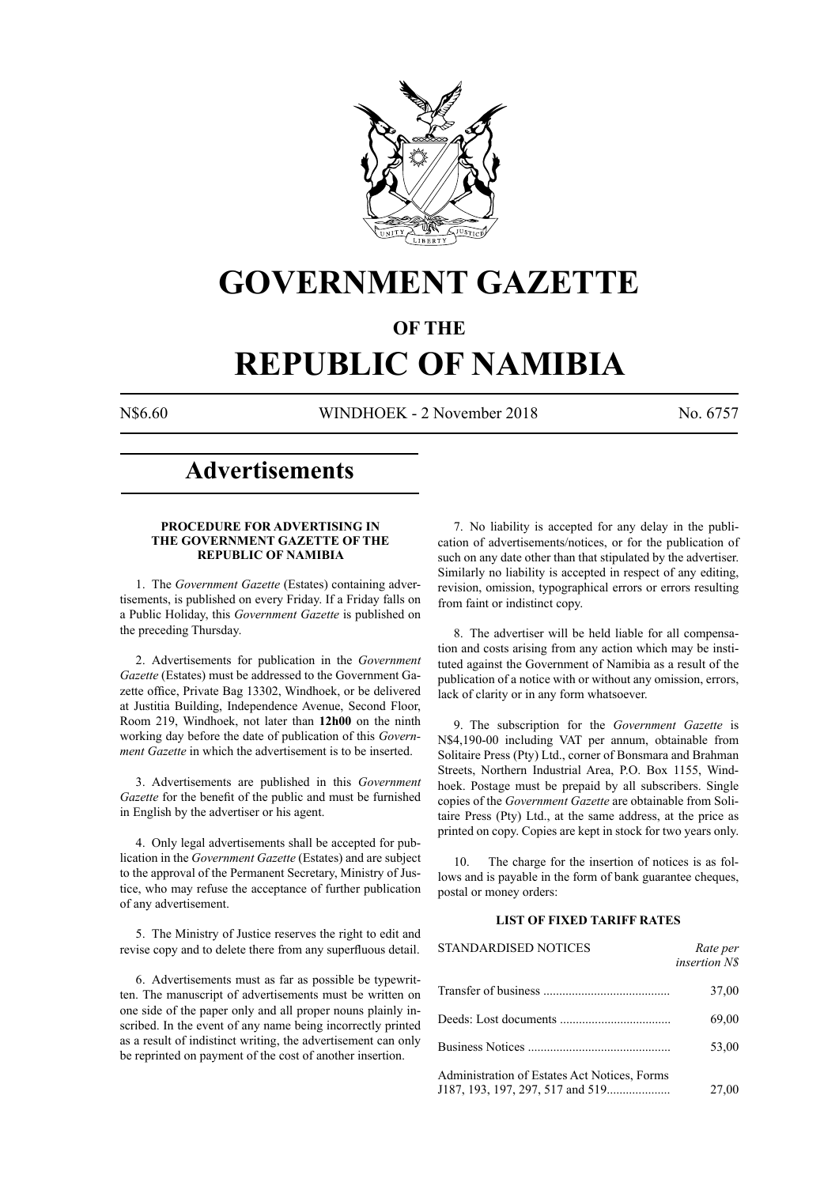# GOVERNMENT GAZETTE

## OF THE

# REPUBLIC OF NAMIBIA

N$6.60 WINDHOEK - 2 November 2018 No. 6757

## Advertisements

### PROCEDURE FOR ADVERTISING IN THE GOVERNMENT GAZETTE OF THE REPUBLIC OF NAMIBIA

1. The *Government Gazette* (Estates) containing advertisements, is published on every Friday. If a Friday falls on a Public Holiday, this *Government Gazette* is published on the preceding Thursday.

2. Advertisements for publication in the *Government Gazette* (Estates) must be addressed to the Government Gazette office, Private Bag 13302, Windhoek, or be delivered at Justitia Building, Independence Avenue, Second Floor, Room 219, Windhoek, not later than **12h00** on the ninth working day before the date of publication of this *Government Gazette* in which the advertisement is to be inserted.

3. Advertisements are published in this *Government Gazette* for the benefit of the public and must be furnished in English by the advertiser or his agent.

4. Only legal advertisements shall be accepted for publication in the *Government Gazette* (Estates) and are subject to the approval of the Permanent Secretary, Ministry of Justice, who may refuse the acceptance of further publication of any advertisement.

5. The Ministry of Justice reserves the right to edit and revise copy and to delete there from any superfluous detail.

6. Advertisements must as far as possible be typewritten. The manuscript of advertisements must be written on one side of the paper only and all proper nouns plainly inscribed. In the event of any name being incorrectly printed as a result of indistinct writing, the advertisement can only be reprinted on payment of the cost of another insertion.

7. No liability is accepted for any delay in the publication of advertisements/notices, or for the publication of such on any date other than that stipulated by the advertiser. Similarly no liability is accepted in respect of any editing, revision, omission, typographical errors or errors resulting from faint or indistinct copy.

8. The advertiser will be held liable for all compensation and costs arising from any action which may be instituted against the Government of Namibia as a result of the publication of a notice with or without any omission, errors, lack of clarity or in any form whatsoever.

9. The subscription for the *Government Gazette* is N$4,190-00 including VAT per annum, obtainable from Solitaire Press (Pty) Ltd., corner of Bonsmara and Brahman Streets, Northern Industrial Area, P.O. Box 1155, Windhoek. Postage must be prepaid by all subscribers. Single copies of the *Government Gazette* are obtainable from Solitaire Press (Pty) Ltd., at the same address, at the price as printed on copy. Copies are kept in stock for two years only.

10. The charge for the insertion of notices is as follows and is payable in the form of bank guarantee cheques, postal or money orders:

### LIST OF FIXED TARIFF RATES

| STANDARDISED NOTICES | *Rate per insertion N$* |
|---|---|
| Transfer of business | 37,00 |
| Deeds: Lost documents | 69,00 |
| Business Notices | 53,00 |
| Administration of Estates Act Notices, Forms J187, 193, 197, 297, 517 and 519 | 27,00 |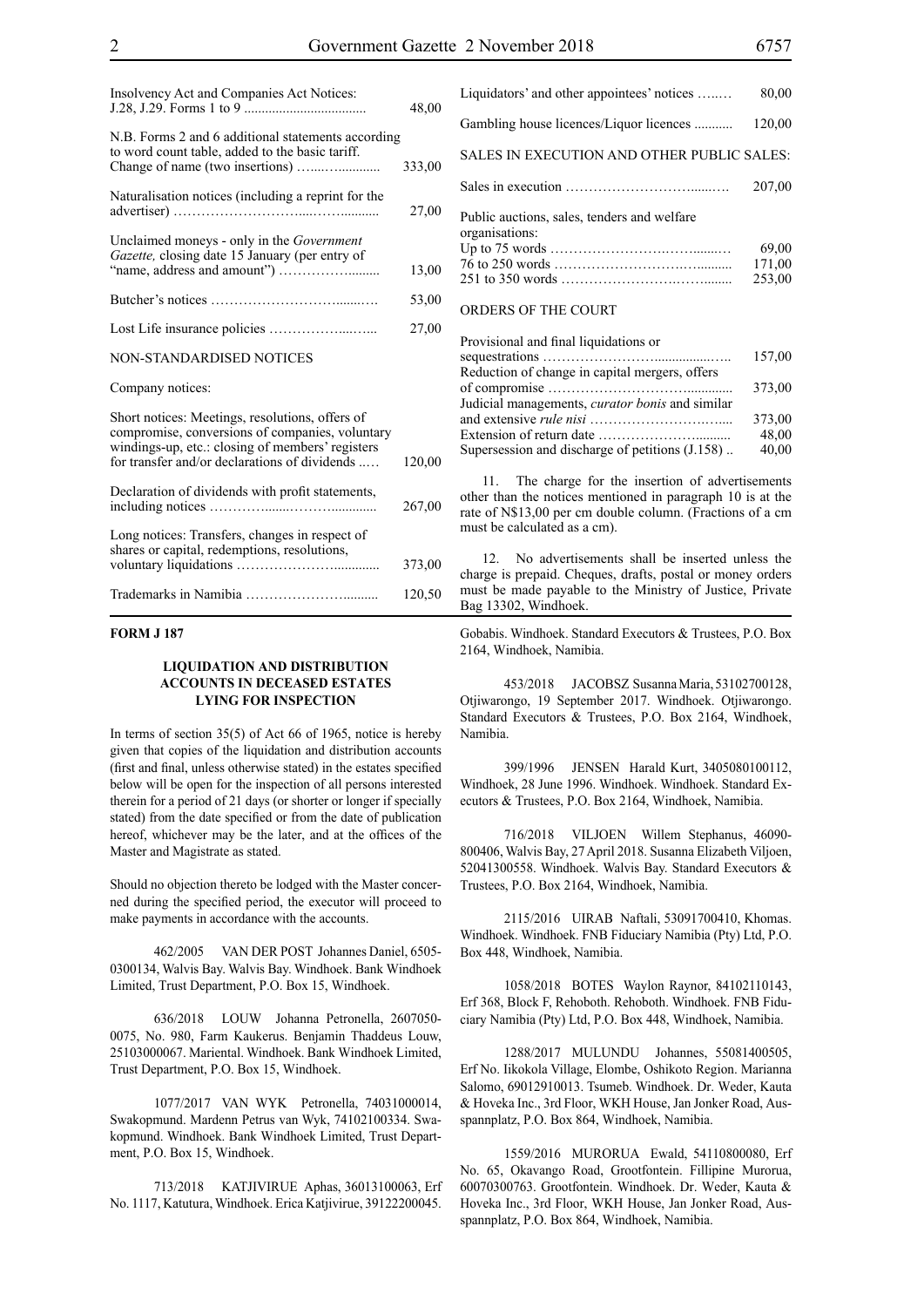| | |
|---|---|
| Insolvency Act and Companies Act Notices: J.28, J.29. Forms 1 to 9 | 48,00 |
| N.B. Forms 2 and 6 additional statements according to word count table, added to the basic tariff. | |
| Change of name (two insertions) | 333,00 |
| Naturalisation notices (including a reprint for the advertiser) | 27,00 |
| Unclaimed moneys - only in the *Government Gazette,* closing date 15 January (per entry of "name, address and amount") | 13,00 |
| Butcher's notices | 53,00 |
| Lost Life insurance policies | 27,00 |

NON-STANDARDISED NOTICES

Company notices:

| | |
|---|---|
| Short notices: Meetings, resolutions, offers of compromise, conversions of companies, voluntary windings-up, etc.: closing of members' registers for transfer and/or declarations of dividends | 120,00 |
| Declaration of dividends with profit statements, including notices | 267,00 |
| Long notices: Transfers, changes in respect of shares or capital, redemptions, resolutions, voluntary liquidations | 373,00 |
| Trademarks in Namibia | 120,50 |
| Liquidators' and other appointees' notices | 80,00 |
| Gambling house licences/Liquor licences | 120,00 |

SALES IN EXECUTION AND OTHER PUBLIC SALES:

| | |
|---|---|
| Sales in execution | 207,00 |
| Public auctions, sales, tenders and welfare organisations: | |
| Up to 75 words | 69,00 |
| 76 to 250 words | 171,00 |
| 251 to 350 words | 253,00 |

ORDERS OF THE COURT

| | |
|---|---|
| Provisional and final liquidations or sequestrations | 157,00 |
| Reduction of change in capital mergers, offers of compromise | 373,00 |
| Judicial managements, *curator bonis* and similar and extensive *rule nisi* | 373,00 |
| Extension of return date | 48,00 |
| Supersession and discharge of petitions (J.158) | 40,00 |

11. The charge for the insertion of advertisements other than the notices mentioned in paragraph 10 is at the rate of N$13,00 per cm double column. (Fractions of a cm must be calculated as a cm).

12. No advertisements shall be inserted unless the charge is prepaid. Cheques, drafts, postal or money orders must be made payable to the Ministry of Justice, Private Bag 13302, Windhoek.

**FORM J 187**

### LIQUIDATION AND DISTRIBUTION ACCOUNTS IN DECEASED ESTATES LYING FOR INSPECTION

In terms of section 35(5) of Act 66 of 1965, notice is hereby given that copies of the liquidation and distribution accounts (first and final, unless otherwise stated) in the estates specified below will be open for the inspection of all persons interested therein for a period of 21 days (or shorter or longer if specially stated) from the date specified or from the date of publication hereof, whichever may be the later, and at the offices of the Master and Magistrate as stated.

Should no objection thereto be lodged with the Master concerned during the specified period, the executor will proceed to make payments in accordance with the accounts.

462/2005 VAN DER POST Johannes Daniel, 6505-0300134, Walvis Bay. Walvis Bay. Windhoek. Bank Windhoek Limited, Trust Department, P.O. Box 15, Windhoek.

636/2018 LOUW Johanna Petronella, 2607050-0075, No. 980, Farm Kaukerus. Benjamin Thaddeus Louw, 25103000067. Mariental. Windhoek. Bank Windhoek Limited, Trust Department, P.O. Box 15, Windhoek.

1077/2017 VAN WYK Petronella, 74031000014, Swakopmund. Mardenn Petrus van Wyk, 74102100334. Swakopmund. Windhoek. Bank Windhoek Limited, Trust Department, P.O. Box 15, Windhoek.

713/2018 KATJIVIRUE Aphas, 36013100063, Erf No. 1117, Katutura, Windhoek. Erica Katjivirue, 39122200045. Gobabis. Windhoek. Standard Executors & Trustees, P.O. Box 2164, Windhoek, Namibia.

453/2018 JACOBSZ Susanna Maria, 53102700128, Otjiwarongo, 19 September 2017. Windhoek. Otjiwarongo. Standard Executors & Trustees, P.O. Box 2164, Windhoek, Namibia.

399/1996 JENSEN Harald Kurt, 3405080100112, Windhoek, 28 June 1996. Windhoek. Windhoek. Standard Executors & Trustees, P.O. Box 2164, Windhoek, Namibia.

716/2018 VILJOEN Willem Stephanus, 46090-800406, Walvis Bay, 27 April 2018. Susanna Elizabeth Viljoen, 52041300558. Windhoek. Walvis Bay. Standard Executors & Trustees, P.O. Box 2164, Windhoek, Namibia.

2115/2016 UIRAB Naftali, 53091700410, Khomas. Windhoek. Windhoek. FNB Fiduciary Namibia (Pty) Ltd, P.O. Box 448, Windhoek, Namibia.

1058/2018 BOTES Waylon Raynor, 84102110143, Erf 368, Block F, Rehoboth. Rehoboth. Windhoek. FNB Fiduciary Namibia (Pty) Ltd, P.O. Box 448, Windhoek, Namibia.

1288/2017 MULUNDU Johannes, 55081400505, Erf No. Iikokola Village, Elombe, Oshikoto Region. Marianna Salomo, 69012910013. Tsumeb. Windhoek. Dr. Weder, Kauta & Hoveka Inc., 3rd Floor, WKH House, Jan Jonker Road, Ausspannplatz, P.O. Box 864, Windhoek, Namibia.

1559/2016 MURORUA Ewald, 54110800080, Erf No. 65, Okavango Road, Grootfontein. Fillipine Murorua, 60070300763. Grootfontein. Windhoek. Dr. Weder, Kauta & Hoveka Inc., 3rd Floor, WKH House, Jan Jonker Road, Ausspannplatz, P.O. Box 864, Windhoek, Namibia.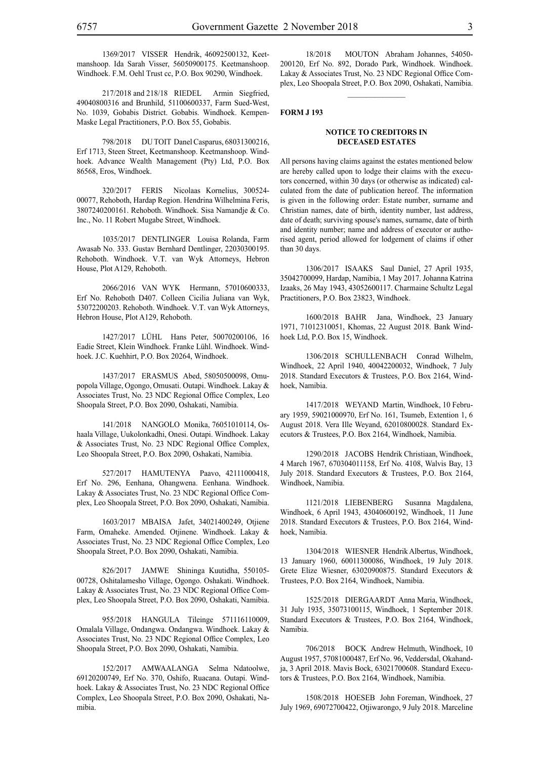1369/2017 VISSER Hendrik, 46092500132, Keetmanshoop. Ida Sarah Visser, 56050900175. Keetmanshoop. Windhoek. F.M. Oehl Trust cc, P.O. Box 90290, Windhoek.

217/2018 and 218/18 RIEDEL Armin Siegfried, 49040800316 and Brunhild, 51100600337, Farm Sued-West, No. 1039, Gobabis District. Gobabis. Windhoek. Kempen-Maske Legal Practitioners, P.O. Box 55, Gobabis.

798/2018 DU TOIT Danel Casparus, 68031300216, Erf 1713, Steen Street, Keetmanshoop. Keetmanshoop. Windhoek. Advance Wealth Management (Pty) Ltd, P.O. Box 86568, Eros, Windhoek.

320/2017 FERIS Nicolaas Kornelius, 300524-00077, Rehoboth, Hardap Region. Hendrina Wilhelmina Feris, 3807240200161. Rehoboth. Windhoek. Sisa Namandje & Co. Inc., No. 11 Robert Mugabe Street, Windhoek.

1035/2017 DENTLINGER Louisa Rolanda, Farm Awasab No. 333. Gustav Bernhard Dentlinger, 22030300195. Rehoboth. Windhoek. V.T. van Wyk Attorneys, Hebron House, Plot A129, Rehoboth.

2066/2016 VAN WYK Hermann, 57010600333, Erf No. Rehoboth D407. Colleen Cicilia Juliana van Wyk, 53072200203. Rehoboth. Windhoek. V.T. van Wyk Attorneys, Hebron House, Plot A129, Rehoboth.

1427/2017 LÜHL Hans Peter, 50070200106, 16 Eadie Street, Klein Windhoek. Franke Lühl. Windhoek. Windhoek. J.C. Kuehhirt, P.O. Box 20264, Windhoek.

1437/2017 ERASMUS Abed, 58050500098, Omupopola Village, Ogongo, Omusati. Outapi. Windhoek. Lakay & Associates Trust, No. 23 NDC Regional Office Complex, Leo Shoopala Street, P.O. Box 2090, Oshakati, Namibia.

141/2018 NANGOLO Monika, 76051010114, Oshaala Village, Uukolonkadhi, Onesi. Outapi. Windhoek. Lakay & Associates Trust, No. 23 NDC Regional Office Complex, Leo Shoopala Street, P.O. Box 2090, Oshakati, Namibia.

527/2017 HAMUTENYA Paavo, 42111000418, Erf No. 296, Eenhana, Ohangwena. Eenhana. Windhoek. Lakay & Associates Trust, No. 23 NDC Regional Office Complex, Leo Shoopala Street, P.O. Box 2090, Oshakati, Namibia.

1603/2017 MBAISA Jafet, 34021400249, Otjiene Farm, Omaheke. Amended. Otjinene. Windhoek. Lakay & Associates Trust, No. 23 NDC Regional Office Complex, Leo Shoopala Street, P.O. Box 2090, Oshakati, Namibia.

826/2017 JAMWE Shininga Kuutidha, 550105-00728, Oshitalamesho Village, Ogongo. Oshakati. Windhoek. Lakay & Associates Trust, No. 23 NDC Regional Office Complex, Leo Shoopala Street, P.O. Box 2090, Oshakati, Namibia.

955/2018 HANGULA Tileinge 571116110009, Omalala Village, Ondangwa. Ondangwa. Windhoek. Lakay & Associates Trust, No. 23 NDC Regional Office Complex, Leo Shoopala Street, P.O. Box 2090, Oshakati, Namibia.

152/2017 AMWAALANGA Selma Ndatoolwe, 69120200749, Erf No. 370, Oshifo, Ruacana. Outapi. Windhoek. Lakay & Associates Trust, No. 23 NDC Regional Office Complex, Leo Shoopala Street, P.O. Box 2090, Oshakati, Namibia.

18/2018 MOUTON Abraham Johannes, 54050-200120, Erf No. 892, Dorado Park, Windhoek. Windhoek. Lakay & Associates Trust, No. 23 NDC Regional Office Complex, Leo Shoopala Street, P.O. Box 2090, Oshakati, Namibia.

---

**FORM J 193**

## NOTICE TO CREDITORS IN DECEASED ESTATES

All persons having claims against the estates mentioned below are hereby called upon to lodge their claims with the executors concerned, within 30 days (or otherwise as indicated) calculated from the date of publication hereof. The information is given in the following order: Estate number, surname and Christian names, date of birth, identity number, last address, date of death; surviving spouse's names, surname, date of birth and identity number; name and address of executor or authorised agent, period allowed for lodgement of claims if other than 30 days.

1306/2017 ISAAKS Saul Daniel, 27 April 1935, 35042700099, Hardap, Namibia, 1 May 2017. Johanna Katrina Izaaks, 26 May 1943, 43052600117. Charmaine Schultz Legal Practitioners, P.O. Box 23823, Windhoek.

1600/2018 BAHR Jana, Windhoek, 23 January 1971, 71012310051, Khomas, 22 August 2018. Bank Windhoek Ltd, P.O. Box 15, Windhoek.

1306/2018 SCHULLENBACH Conrad Wilhelm, Windhoek, 22 April 1940, 40042200032, Windhoek, 7 July 2018. Standard Executors & Trustees, P.O. Box 2164, Windhoek, Namibia.

1417/2018 WEYAND Martin, Windhoek, 10 February 1959, 59021000970, Erf No. 161, Tsumeb, Extention 1, 6 August 2018. Vera Ille Weyand, 62010800028. Standard Executors & Trustees, P.O. Box 2164, Windhoek, Namibia.

1290/2018 JACOBS Hendrik Christiaan, Windhoek, 4 March 1967, 670304011158, Erf No. 4108, Walvis Bay, 13 July 2018. Standard Executors & Trustees, P.O. Box 2164, Windhoek, Namibia.

1121/2018 LIEBENBERG Susanna Magdalena, Windhoek, 6 April 1943, 43040600192, Windhoek, 11 June 2018. Standard Executors & Trustees, P.O. Box 2164, Windhoek, Namibia.

1304/2018 WIESNER Hendrik Albertus, Windhoek, 13 January 1960, 60011300086, Windhoek, 19 July 2018. Grete Elize Wiesner, 63020900875. Standard Executors & Trustees, P.O. Box 2164, Windhoek, Namibia.

1525/2018 DIERGAARDT Anna Maria, Windhoek, 31 July 1935, 35073100115, Windhoek, 1 September 2018. Standard Executors & Trustees, P.O. Box 2164, Windhoek, Namibia.

706/2018 BOCK Andrew Helmuth, Windhoek, 10 August 1957, 57081000487, Erf No. 96, Veddersdal, Okahandja, 3 April 2018. Mavis Bock, 63021700608. Standard Executors & Trustees, P.O. Box 2164, Windhoek, Namibia.

1508/2018 HOESEB John Foreman, Windhoek, 27 July 1969, 69072700422, Otjiwarongo, 9 July 2018. Marceline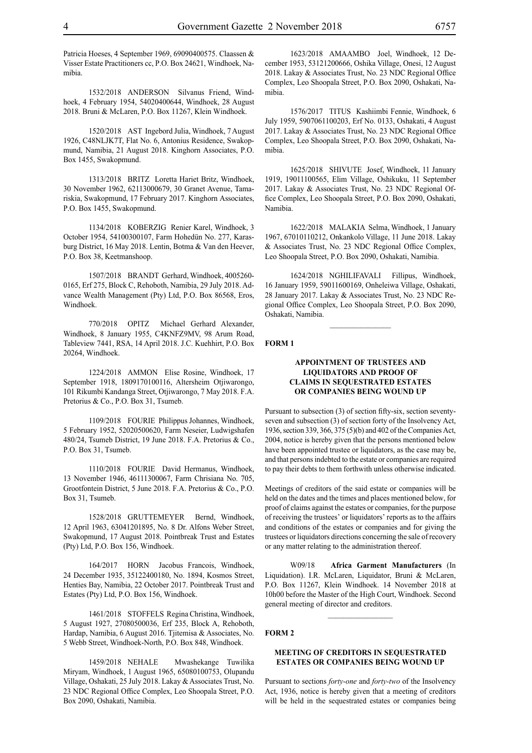Patricia Hoeses, 4 September 1969, 69090400575. Claassen & Visser Estate Practitioners cc, P.O. Box 24621, Windhoek, Namibia.

1532/2018 ANDERSON Silvanus Friend, Windhoek, 4 February 1954, 54020400644, Windhoek, 28 August 2018. Bruni & McLaren, P.O. Box 11267, Klein Windhoek.

1520/2018 AST Ingebord Julia, Windhoek, 7 August 1926, C48NLJK7T, Flat No. 6, Antonius Residence, Swakopmund, Namibia, 21 August 2018. Kinghorn Associates, P.O. Box 1455, Swakopmund.

1313/2018 BRITZ Loretta Hariet Britz, Windhoek, 30 November 1962, 62113000679, 30 Granet Avenue, Tamariskia, Swakopmund, 17 February 2017. Kinghorn Associates, P.O. Box 1455, Swakopmund.

1134/2018 KOBERZIG Renier Karel, Windhoek, 3 October 1954, 54100300107, Farm Hohedün No. 277, Karasburg District, 16 May 2018. Lentin, Botma & Van den Heever, P.O. Box 38, Keetmanshoop.

1507/2018 BRANDT Gerhard, Windhoek, 4005260-0165, Erf 275, Block C, Rehoboth, Namibia, 29 July 2018. Advance Wealth Management (Pty) Ltd, P.O. Box 86568, Eros, Windhoek.

770/2018 OPITZ Michael Gerhard Alexander, Windhoek, 8 January 1955, C4KNFZ9MV, 98 Arum Road, Tableview 7441, RSA, 14 April 2018. J.C. Kuehhirt, P.O. Box 20264, Windhoek.

1224/2018 AMMON Elise Rosine, Windhoek, 17 September 1918, 1809170100116, Altersheim Otjiwarongo, 101 Rikumbi Kandanga Street, Otjiwarongo, 7 May 2018. F.A. Pretorius & Co., P.O. Box 31, Tsumeb.

1109/2018 FOURIE Philippus Johannes, Windhoek, 5 February 1952, 52020500620, Farm Neseier, Ludwigshafen 480/24, Tsumeb District, 19 June 2018. F.A. Pretorius & Co., P.O. Box 31, Tsumeb.

1110/2018 FOURIE David Hermanus, Windhoek, 13 November 1946, 46111300067, Farm Chrisiana No. 705, Grootfontein District, 5 June 2018. F.A. Pretorius & Co., P.O. Box 31, Tsumeb.

1528/2018 GRUTTEMEYER Bernd, Windhoek, 12 April 1963, 63041201895, No. 8 Dr. Alfons Weber Street, Swakopmund, 17 August 2018. Pointbreak Trust and Estates (Pty) Ltd, P.O. Box 156, Windhoek.

164/2017 HORN Jacobus Francois, Windhoek, 24 December 1935, 35122400180, No. 1894, Kosmos Street, Henties Bay, Namibia, 22 October 2017. Pointbreak Trust and Estates (Pty) Ltd, P.O. Box 156, Windhoek.

1461/2018 STOFFELS Regina Christina, Windhoek, 5 August 1927, 27080500036, Erf 235, Block A, Rehoboth, Hardap, Namibia, 6 August 2016. Tjitemisa & Associates, No. 5 Webb Street, Windhoek-North, P.O. Box 848, Windhoek.

1459/2018 NEHALE Mwashekange Tuwilika Miryam, Windhoek, 1 August 1965, 65080100753, Olupandu Village, Oshakati, 25 July 2018. Lakay & Associates Trust, No. 23 NDC Regional Office Complex, Leo Shoopala Street, P.O. Box 2090, Oshakati, Namibia.

1623/2018 AMAAMBO Joel, Windhoek, 12 December 1953, 53121200666, Oshika Village, Onesi, 12 August 2018. Lakay & Associates Trust, No. 23 NDC Regional Office Complex, Leo Shoopala Street, P.O. Box 2090, Oshakati, Namibia.

1576/2017 TITUS Kashiimbi Fennie, Windhoek, 6 July 1959, 5907061100203, Erf No. 0133, Oshakati, 4 August 2017. Lakay & Associates Trust, No. 23 NDC Regional Office Complex, Leo Shoopala Street, P.O. Box 2090, Oshakati, Namibia.

1625/2018 SHIVUTE Josef, Windhoek, 11 January 1919, 19011100565, Elim Village, Oshikuku, 11 September 2017. Lakay & Associates Trust, No. 23 NDC Regional Office Complex, Leo Shoopala Street, P.O. Box 2090, Oshakati, Namibia.

1622/2018 MALAKIA Selma, Windhoek, 1 January 1967, 67010110212, Onkankolo Village, 11 June 2018. Lakay & Associates Trust, No. 23 NDC Regional Office Complex, Leo Shoopala Street, P.O. Box 2090, Oshakati, Namibia.

1624/2018 NGHILIFAVALI Fillipus, Windhoek, 16 January 1959, 59011600169, Onheleiwa Village, Oshakati, 28 January 2017. Lakay & Associates Trust, No. 23 NDC Regional Office Complex, Leo Shoopala Street, P.O. Box 2090, Oshakati, Namibia.

**FORM 1**

### APPOINTMENT OF TRUSTEES AND LIQUIDATORS AND PROOF OF CLAIMS IN SEQUESTRATED ESTATES OR COMPANIES BEING WOUND UP

Pursuant to subsection (3) of section fifty-six, section seventy-seven and subsection (3) of section forty of the Insolvency Act, 1936, section 339, 366, 375 (5)(b) and 402 of the Companies Act, 2004, notice is hereby given that the persons mentioned below have been appointed trustee or liquidators, as the case may be, and that persons indebted to the estate or companies are required to pay their debts to them forthwith unless otherwise indicated.

Meetings of creditors of the said estate or companies will be held on the dates and the times and places mentioned below, for proof of claims against the estates or companies, for the purpose of receiving the trustees' or liquidators' reports as to the affairs and conditions of the estates or companies and for giving the trustees or liquidators directions concerning the sale of recovery or any matter relating to the administration thereof.

W09/18 **Africa Garment Manufacturers** (In Liquidation). I.R. McLaren, Liquidator, Bruni & McLaren, P.O. Box 11267, Klein Windhoek. 14 November 2018 at 10h00 before the Master of the High Court, Windhoek. Second general meeting of director and creditors.

**FORM 2**

### MEETING OF CREDITORS IN SEQUESTRATED ESTATES OR COMPANIES BEING WOUND UP

Pursuant to sections *forty-one* and *forty-two* of the Insolvency Act, 1936, notice is hereby given that a meeting of creditors will be held in the sequestrated estates or companies being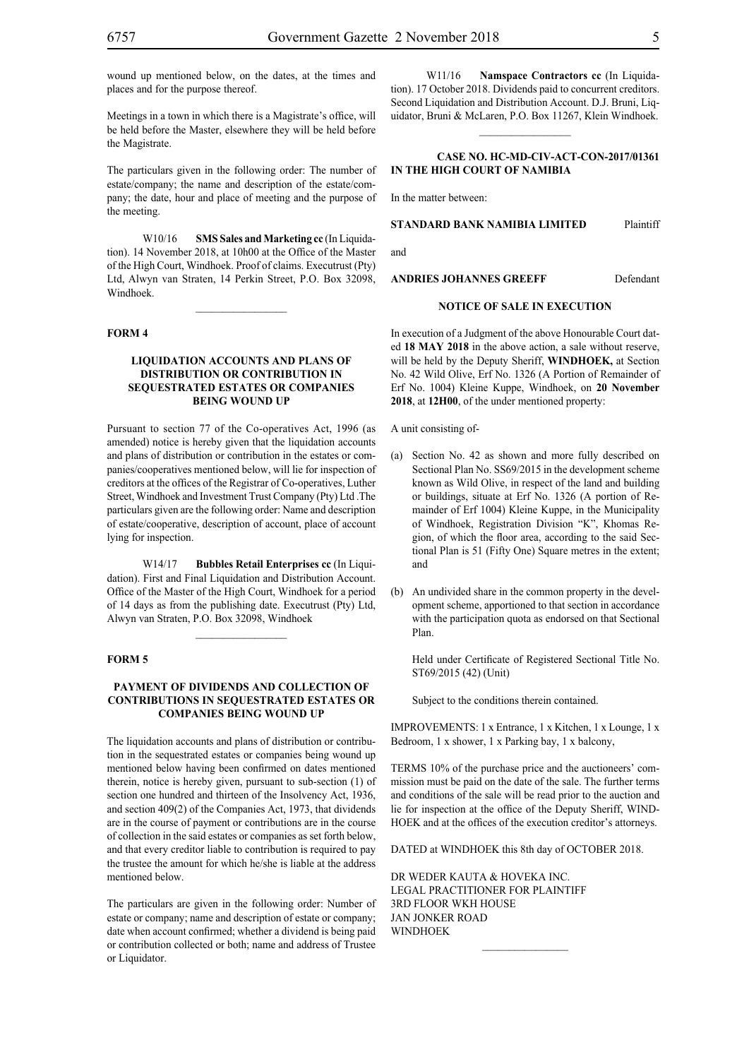wound up mentioned below, on the dates, at the times and places and for the purpose thereof.

Meetings in a town in which there is a Magistrate's office, will be held before the Master, elsewhere they will be held before the Magistrate.

The particulars given in the following order: The number of estate/company; the name and description of the estate/company; the date, hour and place of meeting and the purpose of the meeting.

W10/16 **SMS Sales and Marketing cc** (In Liquidation). 14 November 2018, at 10h00 at the Office of the Master of the High Court, Windhoek. Proof of claims. Executrust (Pty) Ltd, Alwyn van Straten, 14 Perkin Street, P.O. Box 32098, Windhoek.

---

**FORM 4**

### LIQUIDATION ACCOUNTS AND PLANS OF DISTRIBUTION OR CONTRIBUTION IN SEQUESTRATED ESTATES OR COMPANIES BEING WOUND UP

Pursuant to section 77 of the Co-operatives Act, 1996 (as amended) notice is hereby given that the liquidation accounts and plans of distribution or contribution in the estates or companies/cooperatives mentioned below, will lie for inspection of creditors at the offices of the Registrar of Co-operatives, Luther Street, Windhoek and Investment Trust Company (Pty) Ltd .The particulars given are the following order: Name and description of estate/cooperative, description of account, place of account lying for inspection.

W14/17 **Bubbles Retail Enterprises cc** (In Liquidation). First and Final Liquidation and Distribution Account. Office of the Master of the High Court, Windhoek for a period of 14 days as from the publishing date. Executrust (Pty) Ltd, Alwyn van Straten, P.O. Box 32098, Windhoek

---

**FORM 5**

### PAYMENT OF DIVIDENDS AND COLLECTION OF CONTRIBUTIONS IN SEQUESTRATED ESTATES OR COMPANIES BEING WOUND UP

The liquidation accounts and plans of distribution or contribution in the sequestrated estates or companies being wound up mentioned below having been confirmed on dates mentioned therein, notice is hereby given, pursuant to sub-section (1) of section one hundred and thirteen of the Insolvency Act, 1936, and section 409(2) of the Companies Act, 1973, that dividends are in the course of payment or contributions are in the course of collection in the said estates or companies as set forth below, and that every creditor liable to contribution is required to pay the trustee the amount for which he/she is liable at the address mentioned below.

The particulars are given in the following order: Number of estate or company; name and description of estate or company; date when account confirmed; whether a dividend is being paid or contribution collected or both; name and address of Trustee or Liquidator.

W11/16 **Namspace Contractors cc** (In Liquidation). 17 October 2018. Dividends paid to concurrent creditors. Second Liquidation and Distribution Account. D.J. Bruni, Liquidator, Bruni & McLaren, P.O. Box 11267, Klein Windhoek.

---

**CASE NO. HC-MD-CIV-ACT-CON-2017/01361**
**IN THE HIGH COURT OF NAMIBIA**

In the matter between:

**STANDARD BANK NAMIBIA LIMITED** Plaintiff

and

**ANDRIES JOHANNES GREEFF** Defendant

**NOTICE OF SALE IN EXECUTION**

In execution of a Judgment of the above Honourable Court dated **18 MAY 2018** in the above action, a sale without reserve, will be held by the Deputy Sheriff, **WINDHOEK,** at Section No. 42 Wild Olive, Erf No. 1326 (A Portion of Remainder of Erf No. 1004) Kleine Kuppe, Windhoek, on **20 November 2018**, at **12H00**, of the under mentioned property:

A unit consisting of-

(a) Section No. 42 as shown and more fully described on Sectional Plan No. SS69/2015 in the development scheme known as Wild Olive, in respect of the land and building or buildings, situate at Erf No. 1326 (A portion of Remainder of Erf 1004) Kleine Kuppe, in the Municipality of Windhoek, Registration Division "K", Khomas Region, of which the floor area, according to the said Sectional Plan is 51 (Fifty One) Square metres in the extent; and

(b) An undivided share in the common property in the development scheme, apportioned to that section in accordance with the participation quota as endorsed on that Sectional Plan.

Held under Certificate of Registered Sectional Title No. ST69/2015 (42) (Unit)

Subject to the conditions therein contained.

IMPROVEMENTS: 1 x Entrance, 1 x Kitchen, 1 x Lounge, 1 x Bedroom, 1 x shower, 1 x Parking bay, 1 x balcony,

TERMS 10% of the purchase price and the auctioneers' commission must be paid on the date of the sale. The further terms and conditions of the sale will be read prior to the auction and lie for inspection at the office of the Deputy Sheriff, WINDHOEK and at the offices of the execution creditor's attorneys.

DATED at WINDHOEK this 8th day of OCTOBER 2018.

DR WEDER KAUTA & HOVEKA INC.
LEGAL PRACTITIONER FOR PLAINTIFF
3RD FLOOR WKH HOUSE
JAN JONKER ROAD
WINDHOEK

---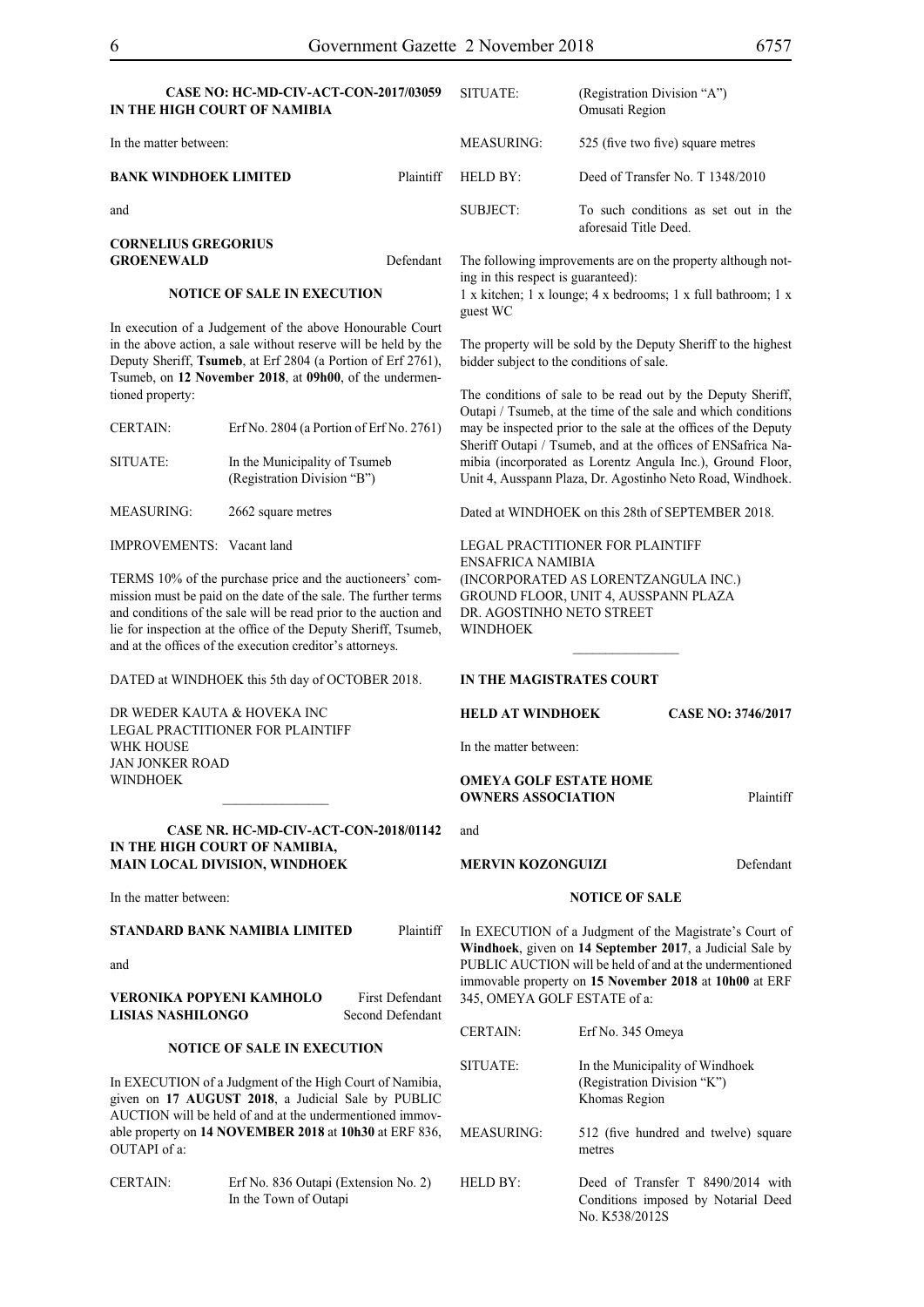**CASE NO: HC-MD-CIV-ACT-CON-2017/03059**
**IN THE HIGH COURT OF NAMIBIA**

In the matter between:

**BANK WINDHOEK LIMITED** Plaintiff

and

**CORNELIUS GREGORIUS GROENEWALD** Defendant

**NOTICE OF SALE IN EXECUTION**

In execution of a Judgement of the above Honourable Court in the above action, a sale without reserve will be held by the Deputy Sheriff, **Tsumeb**, at Erf 2804 (a Portion of Erf 2761), Tsumeb, on **12 November 2018**, at **09h00**, of the undermentioned property:

| | |
|---|---|
| CERTAIN: | Erf No. 2804 (a Portion of Erf No. 2761) |
| SITUATE: | In the Municipality of Tsumeb (Registration Division "B") |
| MEASURING: | 2662 square metres |
| IMPROVEMENTS: | Vacant land |

TERMS 10% of the purchase price and the auctioneers' commission must be paid on the date of the sale. The further terms and conditions of the sale will be read prior to the auction and lie for inspection at the office of the Deputy Sheriff, Tsumeb, and at the offices of the execution creditor's attorneys.

DATED at WINDHOEK this 5th day of OCTOBER 2018.

DR WEDER KAUTA & HOVEKA INC
LEGAL PRACTITIONER FOR PLAINTIFF
WHK HOUSE
JAN JONKER ROAD
WINDHOEK

---

**CASE NR. HC-MD-CIV-ACT-CON-2018/01142**
**IN THE HIGH COURT OF NAMIBIA, MAIN LOCAL DIVISION, WINDHOEK**

In the matter between:

**STANDARD BANK NAMIBIA LIMITED** Plaintiff

and

**VERONIKA POPYENI KAMHOLO** First Defendant
**LISIAS NASHILONGO** Second Defendant

**NOTICE OF SALE IN EXECUTION**

In EXECUTION of a Judgment of the High Court of Namibia, given on **17 AUGUST 2018**, a Judicial Sale by PUBLIC AUCTION will be held of and at the undermentioned immovable property on **14 NOVEMBER 2018** at **10h30** at ERF 836, OUTAPI of a:

| | |
|---|---|
| CERTAIN: | Erf No. 836 Outapi (Extension No. 2) In the Town of Outapi |
| SITUATE: | (Registration Division "A") Omusati Region |
| MEASURING: | 525 (five two five) square metres |
| HELD BY: | Deed of Transfer No. T 1348/2010 |
| SUBJECT: | To such conditions as set out in the aforesaid Title Deed. |

The following improvements are on the property although nothing in this respect is guaranteed):
1 x kitchen; 1 x lounge; 4 x bedrooms; 1 x full bathroom; 1 x guest WC

The property will be sold by the Deputy Sheriff to the highest bidder subject to the conditions of sale.

The conditions of sale to be read out by the Deputy Sheriff, Outapi / Tsumeb, at the time of the sale and which conditions may be inspected prior to the sale at the offices of the Deputy Sheriff Outapi / Tsumeb, and at the offices of ENSafrica Namibia (incorporated as Lorentz Angula Inc.), Ground Floor, Unit 4, Ausspann Plaza, Dr. Agostinho Neto Road, Windhoek.

Dated at WINDHOEK on this 28th of SEPTEMBER 2018.

LEGAL PRACTITIONER FOR PLAINTIFF
ENSAFRICA NAMIBIA
(INCORPORATED AS LORENTZANGULA INC.)
GROUND FLOOR, UNIT 4, AUSSPANN PLAZA
DR. AGOSTINHO NETO STREET
WINDHOEK

---

**IN THE MAGISTRATES COURT**

**HELD AT WINDHOEK** **CASE NO: 3746/2017**

In the matter between:

**OMEYA GOLF ESTATE HOME OWNERS ASSOCIATION** Plaintiff

and

**MERVIN KOZONGUIZI** Defendant

**NOTICE OF SALE**

In EXECUTION of a Judgment of the Magistrate's Court of **Windhoek**, given on **14 September 2017**, a Judicial Sale by PUBLIC AUCTION will be held of and at the undermentioned immovable property on **15 November 2018** at **10h00** at ERF 345, OMEYA GOLF ESTATE of a:

| | |
|---|---|
| CERTAIN: | Erf No. 345 Omeya |
| SITUATE: | In the Municipality of Windhoek (Registration Division "K") Khomas Region |
| MEASURING: | 512 (five hundred and twelve) square metres |
| HELD BY: | Deed of Transfer T 8490/2014 with Conditions imposed by Notarial Deed No. K538/2012S |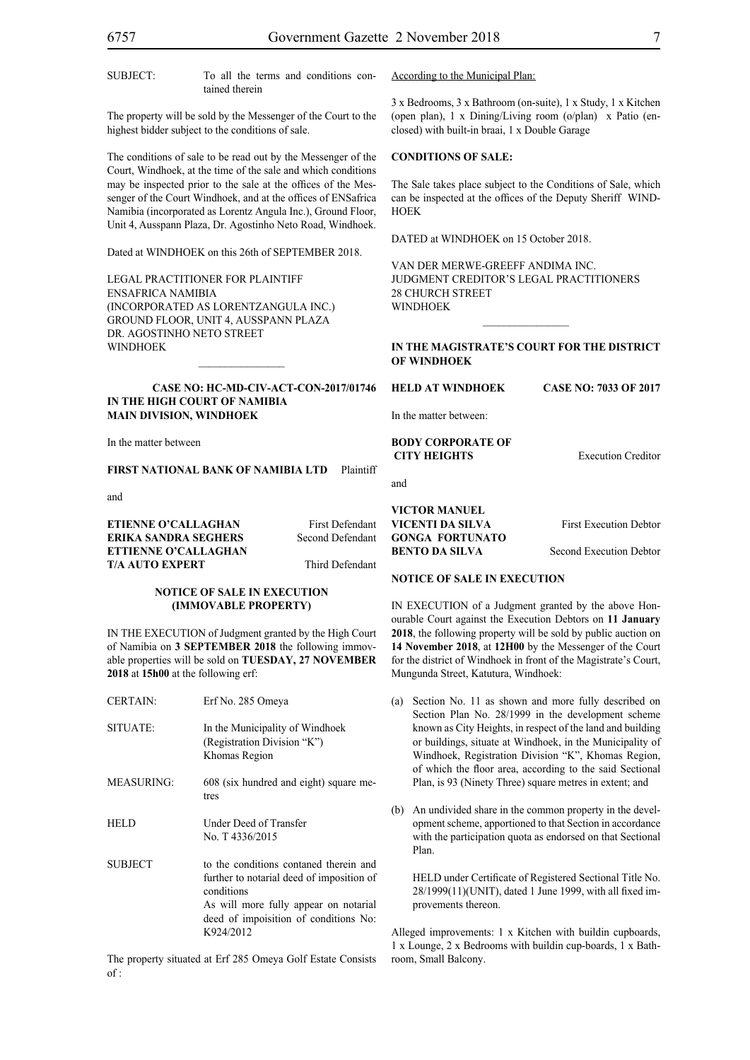| | |
|---|---|
| SUBJECT: | To all the terms and conditions contained therein |

The property will be sold by the Messenger of the Court to the highest bidder subject to the conditions of sale.

The conditions of sale to be read out by the Messenger of the Court, Windhoek, at the time of the sale and which conditions may be inspected prior to the sale at the offices of the Messenger of the Court Windhoek, and at the offices of ENSafrica Namibia (incorporated as Lorentz Angula Inc.), Ground Floor, Unit 4, Ausspann Plaza, Dr. Agostinho Neto Road, Windhoek.

Dated at WINDHOEK on this 26th of SEPTEMBER 2018.

LEGAL PRACTITIONER FOR PLAINTIFF
ENSAFRICA NAMIBIA
(INCORPORATED AS LORENTZANGULA INC.)
GROUND FLOOR, UNIT 4, AUSSPANN PLAZA
DR. AGOSTINHO NETO STREET
WINDHOEK

---

**CASE NO: HC-MD-CIV-ACT-CON-2017/01746**
**IN THE HIGH COURT OF NAMIBIA**
**MAIN DIVISION, WINDHOEK**

In the matter between

**FIRST NATIONAL BANK OF NAMIBIA LTD** Plaintiff

and

| | |
|---|---|
| **ETIENNE O'CALLAGHAN** | First Defendant |
| **ERIKA SANDRA SEGHERS** | Second Defendant |
| **ETTIENNE O'CALLAGHAN T/A AUTO EXPERT** | Third Defendant |

**NOTICE OF SALE IN EXECUTION (IMMOVABLE PROPERTY)**

IN THE EXECUTION of Judgment granted by the High Court of Namibia on **3 SEPTEMBER 2018** the following immovable properties will be sold on **TUESDAY, 27 NOVEMBER 2018** at **15h00** at the following erf:

| | |
|---|---|
| CERTAIN: | Erf No. 285 Omeya |
| SITUATE: | In the Municipality of Windhoek (Registration Division "K") Khomas Region |
| MEASURING: | 608 (six hundred and eight) square metres |
| HELD | Under Deed of Transfer No. T 4336/2015 |
| SUBJECT | to the conditions contaned therein and further to notarial deed of imposition of conditions As will more fully appear on notarial deed of impoisition of conditions No: K924/2012 |

The property situated at Erf 285 Omeya Golf Estate Consists of :

According to the Municipal Plan:

3 x Bedrooms, 3 x Bathroom (on-suite), 1 x Study, 1 x Kitchen (open plan), 1 x Dining/Living room (o/plan) x Patio (enclosed) with built-in braai, 1 x Double Garage

**CONDITIONS OF SALE:**

The Sale takes place subject to the Conditions of Sale, which can be inspected at the offices of the Deputy Sheriff WINDHOEK

DATED at WINDHOEK on 15 October 2018.

VAN DER MERWE-GREEFF ANDIMA INC.
JUDGMENT CREDITOR'S LEGAL PRACTITIONERS
28 CHURCH STREET
WINDHOEK

---

**IN THE MAGISTRATE'S COURT FOR THE DISTRICT OF WINDHOEK**

**HELD AT WINDHOEK** **CASE NO: 7033 OF 2017**

In the matter between:

**BODY CORPORATE OF CITY HEIGHTS** Execution Creditor

and

| | |
|---|---|
| **VICTOR MANUEL VICENTI DA SILVA** | First Execution Debtor |
| **GONGA FORTUNATO BENTO DA SILVA** | Second Execution Debtor |

**NOTICE OF SALE IN EXECUTION**

IN EXECUTION of a Judgment granted by the above Honourable Court against the Execution Debtors on **11 January 2018**, the following property will be sold by public auction on **14 November 2018**, at **12H00** by the Messenger of the Court for the district of Windhoek in front of the Magistrate's Court, Mungunda Street, Katutura, Windhoek:

(a) Section No. 11 as shown and more fully described on Section Plan No. 28/1999 in the development scheme known as City Heights, in respect of the land and building or buildings, situate at Windhoek, in the Municipality of Windhoek, Registration Division "K", Khomas Region, of which the floor area, according to the said Sectional Plan, is 93 (Ninety Three) square metres in extent; and

(b) An undivided share in the common property in the development scheme, apportioned to that Section in accordance with the participation quota as endorsed on that Sectional Plan.

HELD under Certificate of Registered Sectional Title No. 28/1999(11)(UNIT), dated 1 June 1999, with all fixed improvements thereon.

Alleged improvements: 1 x Kitchen with buildin cupboards, 1 x Lounge, 2 x Bedrooms with buildin cup-boards, 1 x Bathroom, Small Balcony.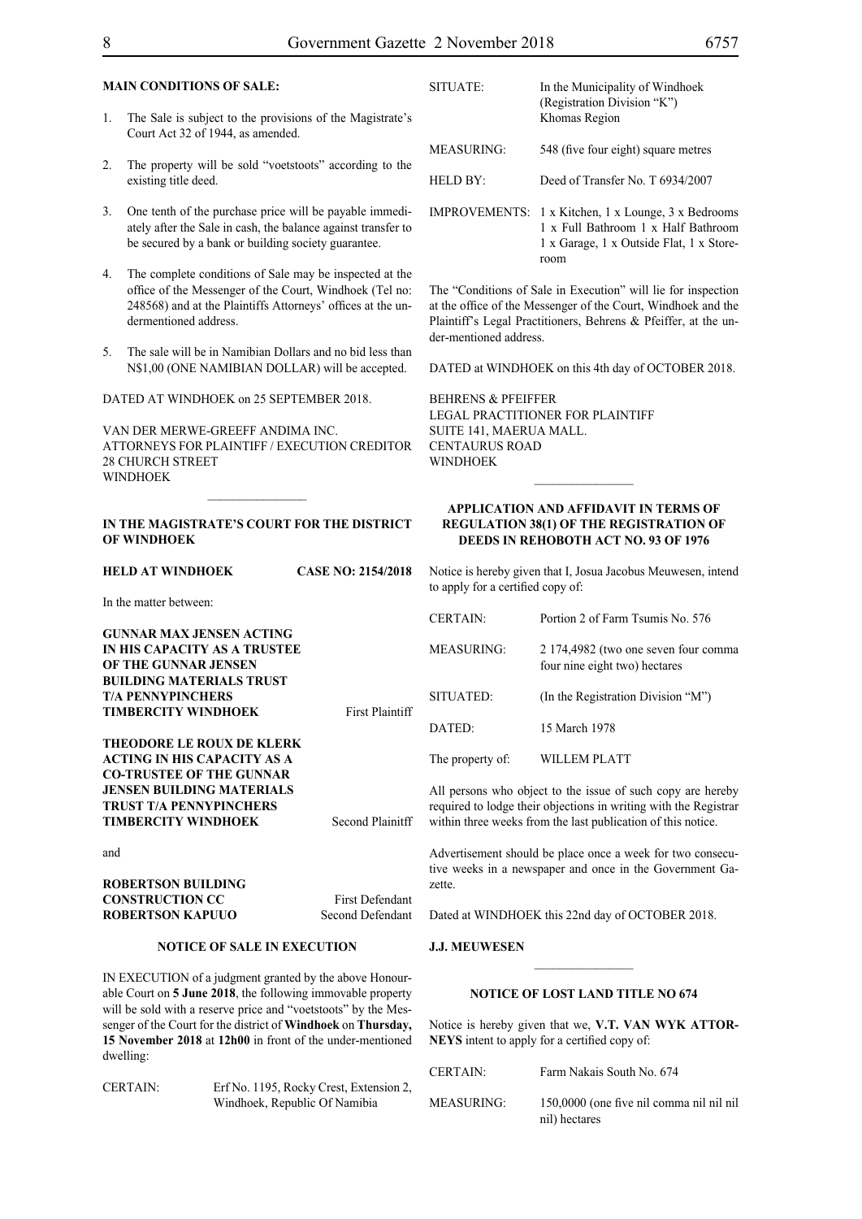**MAIN CONDITIONS OF SALE:**

1. The Sale is subject to the provisions of the Magistrate's Court Act 32 of 1944, as amended.

2. The property will be sold "voetstoots" according to the existing title deed.

3. One tenth of the purchase price will be payable immediately after the Sale in cash, the balance against transfer to be secured by a bank or building society guarantee.

4. The complete conditions of Sale may be inspected at the office of the Messenger of the Court, Windhoek (Tel no: 248568) and at the Plaintiffs Attorneys' offices at the undermentioned address.

5. The sale will be in Namibian Dollars and no bid less than N$1,00 (ONE NAMIBIAN DOLLAR) will be accepted.

DATED AT WINDHOEK on 25 SEPTEMBER 2018.

VAN DER MERWE-GREEFF ANDIMA INC.
ATTORNEYS FOR PLAINTIFF / EXECUTION CREDITOR
28 CHURCH STREET
WINDHOEK

---

**IN THE MAGISTRATE'S COURT FOR THE DISTRICT OF WINDHOEK**

**HELD AT WINDHOEK** **CASE NO: 2154/2018**

In the matter between:

**GUNNAR MAX JENSEN ACTING IN HIS CAPACITY AS A TRUSTEE OF THE GUNNAR JENSEN BUILDING MATERIALS TRUST T/A PENNYPINCHERS TIMBERCITY WINDHOEK** First Plaintiff

**THEODORE LE ROUX DE KLERK ACTING IN HIS CAPACITY AS A CO-TRUSTEE OF THE GUNNAR JENSEN BUILDING MATERIALS TRUST T/A PENNYPINCHERS TIMBERCITY WINDHOEK** Second Plainitff

and

**ROBERTSON BUILDING CONSTRUCTION CC** First Defendant
**ROBERTSON KAPUUO** Second Defendant

**NOTICE OF SALE IN EXECUTION**

IN EXECUTION of a judgment granted by the above Honourable Court on **5 June 2018**, the following immovable property will be sold with a reserve price and "voetstoots" by the Messenger of the Court for the district of **Windhoek** on **Thursday, 15 November 2018** at **12h00** in front of the under-mentioned dwelling:

| | |
|---|---|
| CERTAIN: | Erf No. 1195, Rocky Crest, Extension 2, Windhoek, Republic Of Namibia |
| SITUATE: | In the Municipality of Windhoek (Registration Division "K") Khomas Region |
| MEASURING: | 548 (five four eight) square metres |
| HELD BY: | Deed of Transfer No. T 6934/2007 |
| IMPROVEMENTS: | 1 x Kitchen, 1 x Lounge, 3 x Bedrooms 1 x Full Bathroom 1 x Half Bathroom 1 x Garage, 1 x Outside Flat, 1 x Storeroom |

The "Conditions of Sale in Execution" will lie for inspection at the office of the Messenger of the Court, Windhoek and the Plaintiff's Legal Practitioners, Behrens & Pfeiffer, at the under-mentioned address.

DATED at WINDHOEK on this 4th day of OCTOBER 2018.

BEHRENS & PFEIFFER
LEGAL PRACTITIONER FOR PLAINTIFF
SUITE 141, MAERUA MALL.
CENTAURUS ROAD
WINDHOEK

---

**APPLICATION AND AFFIDAVIT IN TERMS OF REGULATION 38(1) OF THE REGISTRATION OF DEEDS IN REHOBOTH ACT NO. 93 OF 1976**

Notice is hereby given that I, Josua Jacobus Meuwesen, intend to apply for a certified copy of:

| | |
|---|---|
| CERTAIN: | Portion 2 of Farm Tsumis No. 576 |
| MEASURING: | 2 174,4982 (two one seven four comma four nine eight two) hectares |
| SITUATED: | (In the Registration Division "M") |
| DATED: | 15 March 1978 |
| The property of: | WILLEM PLATT |

All persons who object to the issue of such copy are hereby required to lodge their objections in writing with the Registrar within three weeks from the last publication of this notice.

Advertisement should be place once a week for two consecutive weeks in a newspaper and once in the Government Gazette.

Dated at WINDHOEK this 22nd day of OCTOBER 2018.

**J.J. MEUWESEN**

---

**NOTICE OF LOST LAND TITLE NO 674**

Notice is hereby given that we, **V.T. VAN WYK ATTORNEYS** intent to apply for a certified copy of:

| | |
|---|---|
| CERTAIN: | Farm Nakais South No. 674 |
| MEASURING: | 150,0000 (one five nil comma nil nil nil nil) hectares |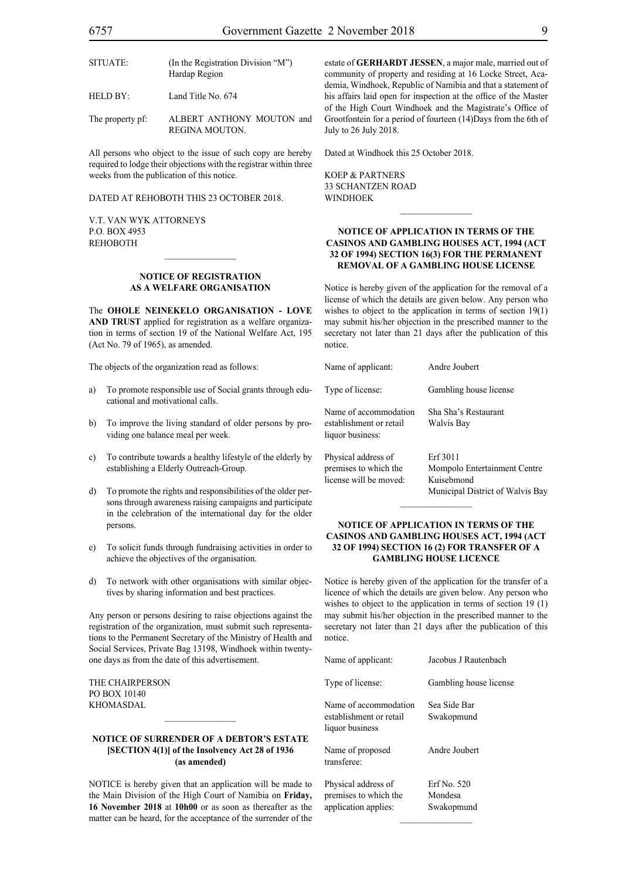| | |
|---|---|
| SITUATE: | (In the Registration Division "M") Hardap Region |
| HELD BY: | Land Title No. 674 |
| The property pf: | ALBERT ANTHONY MOUTON and REGINA MOUTON. |

All persons who object to the issue of such copy are hereby required to lodge their objections with the registrar within three weeks from the publication of this notice.

DATED AT REHOBOTH THIS 23 OCTOBER 2018.

V.T. VAN WYK ATTORNEYS
P.O. BOX 4953
REHOBOTH

________________

**NOTICE OF REGISTRATION AS A WELFARE ORGANISATION**

The **OHOLE NEINEKELO ORGANISATION - LOVE AND TRUST** applied for registration as a welfare organization in terms of section 19 of the National Welfare Act, 195 (Act No. 79 of 1965), as amended.

The objects of the organization read as follows:

a) To promote responsible use of Social grants through educational and motivational calls.

b) To improve the living standard of older persons by providing one balance meal per week.

c) To contribute towards a healthy lifestyle of the elderly by establishing a Elderly Outreach-Group.

d) To promote the rights and responsibilities of the older persons through awareness raising campaigns and participate in the celebration of the international day for the older persons.

e) To solicit funds through fundraising activities in order to achieve the objectives of the organisation.

d) To network with other organisations with similar objectives by sharing information and best practices.

Any person or persons desiring to raise objections against the registration of the organization, must submit such representations to the Permanent Secretary of the Ministry of Health and Social Services, Private Bag 13198, Windhoek within twenty-one days as from the date of this advertisement.

THE CHAIRPERSON
PO BOX 10140
KHOMASDAL

________________

**NOTICE OF SURRENDER OF A DEBTOR'S ESTATE [SECTION 4(1)] of the Insolvency Act 28 of 1936 (as amended)**

NOTICE is hereby given that an application will be made to the Main Division of the High Court of Namibia on **Friday, 16 November 2018** at **10h00** or as soon as thereafter as the matter can be heard, for the acceptance of the surrender of the estate of **GERHARDT JESSEN**, a major male, married out of community of property and residing at 16 Locke Street, Academia, Windhoek, Republic of Namibia and that a statement of his affairs laid open for inspection at the office of the Master of the High Court Windhoek and the Magistrate's Office of Grootfontein for a period of fourteen (14)Days from the 6th of July to 26 July 2018.

Dated at Windhoek this 25 October 2018.

KOEP & PARTNERS
33 SCHANTZEN ROAD
WINDHOEK

________________

**NOTICE OF APPLICATION IN TERMS OF THE CASINOS AND GAMBLING HOUSES ACT, 1994 (ACT 32 OF 1994) SECTION 16(3) FOR THE PERMANENT REMOVAL OF A GAMBLING HOUSE LICENSE**

Notice is hereby given of the application for the removal of a license of which the details are given below. Any person who wishes to object to the application in terms of section 19(1) may submit his/her objection in the prescribed manner to the secretary not later than 21 days after the publication of this notice.

| | |
|---|---|
| Name of applicant: | Andre Joubert |
| Type of license: | Gambling house license |
| Name of accommodation establishment or retail liquor business: | Sha Sha's Restaurant Walvis Bay |
| Physical address of premises to which the license will be moved: | Erf 3011 Mompolo Entertainment Centre Kuisebmond Municipal District of Walvis Bay |

________________

**NOTICE OF APPLICATION IN TERMS OF THE CASINOS AND GAMBLING HOUSES ACT, 1994 (ACT 32 OF 1994) SECTION 16 (2) FOR TRANSFER OF A GAMBLING HOUSE LICENCE**

Notice is hereby given of the application for the transfer of a licence of which the details are given below. Any person who wishes to object to the application in terms of section 19 (1) may submit his/her objection in the prescribed manner to the secretary not later than 21 days after the publication of this notice.

| | |
|---|---|
| Name of applicant: | Jacobus J Rautenbach |
| Type of license: | Gambling house license |
| Name of accommodation establishment or retail liquor business | Sea Side Bar Swakopmund |
| Name of proposed transferee: | Andre Joubert |
| Physical address of premises to which the application applies: | Erf No. 520 Mondesa Swakopmund |

________________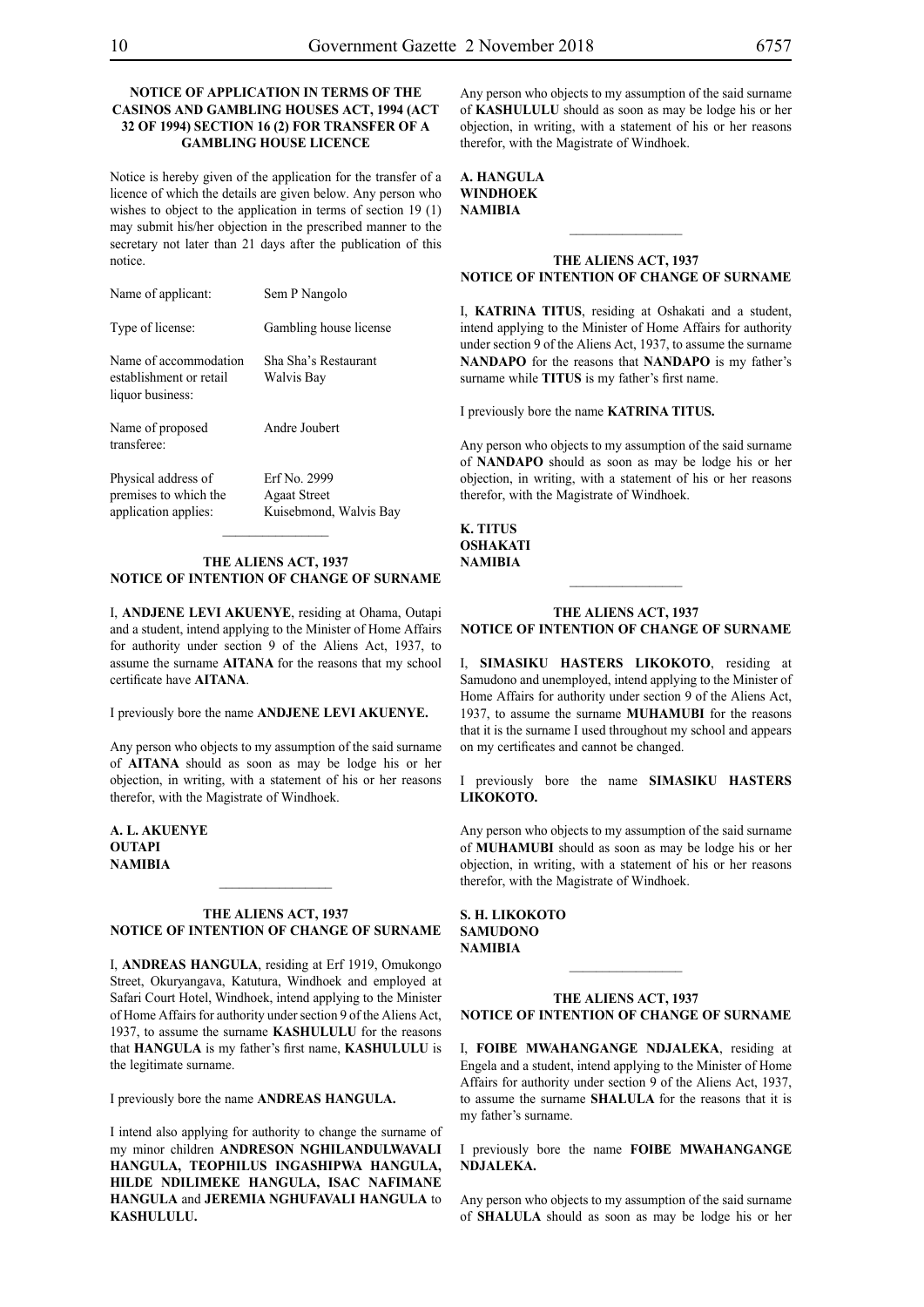**NOTICE OF APPLICATION IN TERMS OF THE CASINOS AND GAMBLING HOUSES ACT, 1994 (ACT 32 OF 1994) SECTION 16 (2) FOR TRANSFER OF A GAMBLING HOUSE LICENCE**

Notice is hereby given of the application for the transfer of a licence of which the details are given below. Any person who wishes to object to the application in terms of section 19 (1) may submit his/her objection in the prescribed manner to the secretary not later than 21 days after the publication of this notice.

| | |
|---|---|
| Name of applicant: | Sem P Nangolo |
| Type of license: | Gambling house license |
| Name of accommodation establishment or retail liquor business: | Sha Sha's Restaurant Walvis Bay |
| Name of proposed transferee: | Andre Joubert |
| Physical address of premises to which the application applies: | Erf No. 2999 Agaat Street Kuisebmond, Walvis Bay |

________________

**THE ALIENS ACT, 1937**
**NOTICE OF INTENTION OF CHANGE OF SURNAME**

I, **ANDJENE LEVI AKUENYE**, residing at Ohama, Outapi and a student, intend applying to the Minister of Home Affairs for authority under section 9 of the Aliens Act, 1937, to assume the surname **AITANA** for the reasons that my school certificate have **AITANA**.

I previously bore the name **ANDJENE LEVI AKUENYE.**

Any person who objects to my assumption of the said surname of **AITANA** should as soon as may be lodge his or her objection, in writing, with a statement of his or her reasons therefor, with the Magistrate of Windhoek.

**A. L. AKUENYE**
**OUTAPI**
**NAMIBIA**

________________

**THE ALIENS ACT, 1937**
**NOTICE OF INTENTION OF CHANGE OF SURNAME**

I, **ANDREAS HANGULA**, residing at Erf 1919, Omukongo Street, Okuryangava, Katutura, Windhoek and employed at Safari Court Hotel, Windhoek, intend applying to the Minister of Home Affairs for authority under section 9 of the Aliens Act, 1937, to assume the surname **KASHULULU** for the reasons that **HANGULA** is my father's first name, **KASHULULU** is the legitimate surname.

I previously bore the name **ANDREAS HANGULA.**

I intend also applying for authority to change the surname of my minor children **ANDRESON NGHILANDULWAVALI HANGULA, TEOPHILUS INGASHIPWA HANGULA, HILDE NDILIMEKE HANGULA, ISAC NAFIMANE HANGULA** and **JEREMIA NGHUFAVALI HANGULA** to **KASHULULU.**

Any person who objects to my assumption of the said surname of **KASHULULU** should as soon as may be lodge his or her objection, in writing, with a statement of his or her reasons therefor, with the Magistrate of Windhoek.

**A. HANGULA**
**WINDHOEK**
**NAMIBIA**

________________

**THE ALIENS ACT, 1937**
**NOTICE OF INTENTION OF CHANGE OF SURNAME**

I, **KATRINA TITUS**, residing at Oshakati and a student, intend applying to the Minister of Home Affairs for authority under section 9 of the Aliens Act, 1937, to assume the surname **NANDAPO** for the reasons that **NANDAPO** is my father's surname while **TITUS** is my father's first name.

I previously bore the name **KATRINA TITUS.**

Any person who objects to my assumption of the said surname of **NANDAPO** should as soon as may be lodge his or her objection, in writing, with a statement of his or her reasons therefor, with the Magistrate of Windhoek.

**K. TITUS**
**OSHAKATI**
**NAMIBIA**

________________

**THE ALIENS ACT, 1937**
**NOTICE OF INTENTION OF CHANGE OF SURNAME**

I, **SIMASIKU HASTERS LIKOKOTO**, residing at Samudono and unemployed, intend applying to the Minister of Home Affairs for authority under section 9 of the Aliens Act, 1937, to assume the surname **MUHAMUBI** for the reasons that it is the surname I used throughout my school and appears on my certificates and cannot be changed.

I previously bore the name **SIMASIKU HASTERS LIKOKOTO.**

Any person who objects to my assumption of the said surname of **MUHAMUBI** should as soon as may be lodge his or her objection, in writing, with a statement of his or her reasons therefor, with the Magistrate of Windhoek.

**S. H. LIKOKOTO**
**SAMUDONO**
**NAMIBIA**

________________

**THE ALIENS ACT, 1937**
**NOTICE OF INTENTION OF CHANGE OF SURNAME**

I, **FOIBE MWAHANGANGE NDJALEKA**, residing at Engela and a student, intend applying to the Minister of Home Affairs for authority under section 9 of the Aliens Act, 1937, to assume the surname **SHALULA** for the reasons that it is my father's surname.

I previously bore the name **FOIBE MWAHANGANGE NDJALEKA.**

Any person who objects to my assumption of the said surname of **SHALULA** should as soon as may be lodge his or her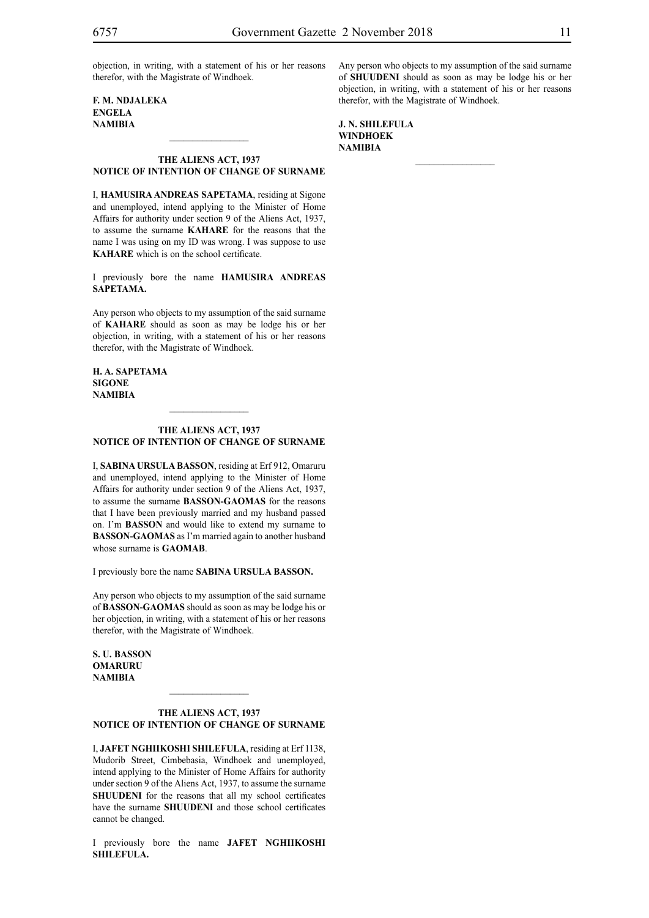objection, in writing, with a statement of his or her reasons therefor, with the Magistrate of Windhoek.

**F. M. NDJALEKA**
**ENGELA**
**NAMIBIA**

---

**THE ALIENS ACT, 1937**
**NOTICE OF INTENTION OF CHANGE OF SURNAME**

I, **HAMUSIRA ANDREAS SAPETAMA**, residing at Sigone and unemployed, intend applying to the Minister of Home Affairs for authority under section 9 of the Aliens Act, 1937, to assume the surname **KAHARE** for the reasons that the name I was using on my ID was wrong. I was suppose to use **KAHARE** which is on the school certificate.

I previously bore the name **HAMUSIRA ANDREAS SAPETAMA.**

Any person who objects to my assumption of the said surname of **KAHARE** should as soon as may be lodge his or her objection, in writing, with a statement of his or her reasons therefor, with the Magistrate of Windhoek.

**H. A. SAPETAMA**
**SIGONE**
**NAMIBIA**

---

**THE ALIENS ACT, 1937**
**NOTICE OF INTENTION OF CHANGE OF SURNAME**

I, **SABINA URSULA BASSON**, residing at Erf 912, Omaruru and unemployed, intend applying to the Minister of Home Affairs for authority under section 9 of the Aliens Act, 1937, to assume the surname **BASSON-GAOMAS** for the reasons that I have been previously married and my husband passed on. I'm **BASSON** and would like to extend my surname to **BASSON-GAOMAS** as I'm married again to another husband whose surname is **GAOMAB**.

I previously bore the name **SABINA URSULA BASSON.**

Any person who objects to my assumption of the said surname of **BASSON-GAOMAS** should as soon as may be lodge his or her objection, in writing, with a statement of his or her reasons therefor, with the Magistrate of Windhoek.

**S. U. BASSON**
**OMARURU**
**NAMIBIA**

---

**THE ALIENS ACT, 1937**
**NOTICE OF INTENTION OF CHANGE OF SURNAME**

I, **JAFET NGHIIKOSHI SHILEFULA**, residing at Erf 1138, Mudorib Street, Cimbebasia, Windhoek and unemployed, intend applying to the Minister of Home Affairs for authority under section 9 of the Aliens Act, 1937, to assume the surname **SHUUDENI** for the reasons that all my school certificates have the surname **SHUUDENI** and those school certificates cannot be changed.

I previously bore the name **JAFET NGHIIKOSHI SHILEFULA.**

Any person who objects to my assumption of the said surname of **SHUUDENI** should as soon as may be lodge his or her objection, in writing, with a statement of his or her reasons therefor, with the Magistrate of Windhoek.

**J. N. SHILEFULA**
**WINDHOEK**
**NAMIBIA**

---